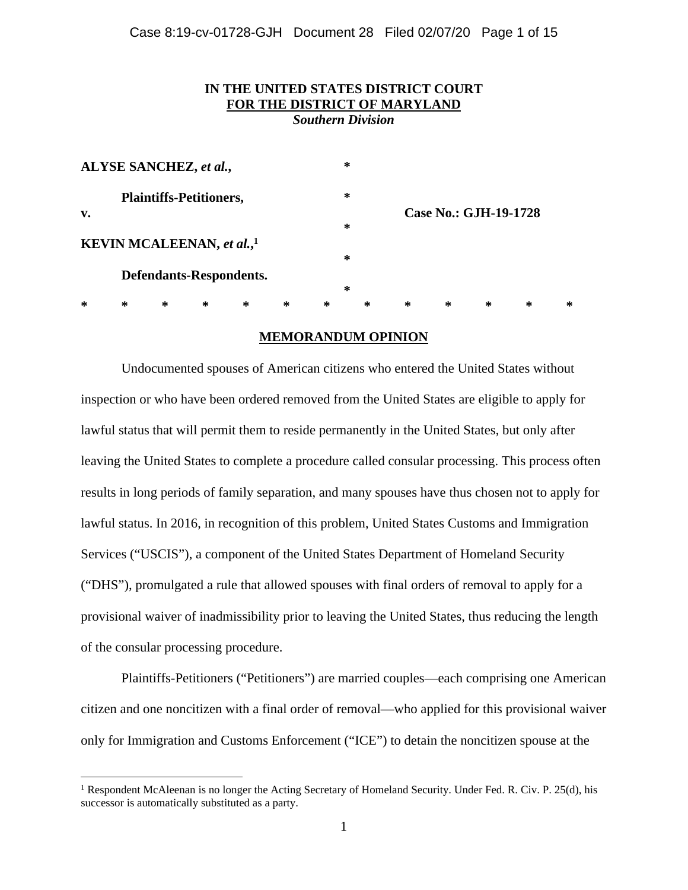**IN THE UNITED STATES DISTRICT COURT**
**FOR THE DISTRICT OF MARYLAND**
***Southern Division***

**ALYSE SANCHEZ, *et al.*,**

**Plaintiffs-Petitioners,**

**v.**

**Case No.: GJH-19-1728**

**KEVIN MCALEENAN, *et al.*,[1]**

**Defendants-Respondents.**

\* \* \* \* \* \* \* \* \* \* \* \* \*

## MEMORANDUM OPINION

Undocumented spouses of American citizens who entered the United States without inspection or who have been ordered removed from the United States are eligible to apply for lawful status that will permit them to reside permanently in the United States, but only after leaving the United States to complete a procedure called consular processing. This process often results in long periods of family separation, and many spouses have thus chosen not to apply for lawful status. In 2016, in recognition of this problem, United States Customs and Immigration Services ("USCIS"), a component of the United States Department of Homeland Security ("DHS"), promulgated a rule that allowed spouses with final orders of removal to apply for a provisional waiver of inadmissibility prior to leaving the United States, thus reducing the length of the consular processing procedure.

Plaintiffs-Petitioners ("Petitioners") are married couples—each comprising one American citizen and one noncitizen with a final order of removal—who applied for this provisional waiver only for Immigration and Customs Enforcement ("ICE") to detain the noncitizen spouse at the

---

[1] Respondent McAleenan is no longer the Acting Secretary of Homeland Security. Under Fed. R. Civ. P. 25(d), his successor is automatically substituted as a party.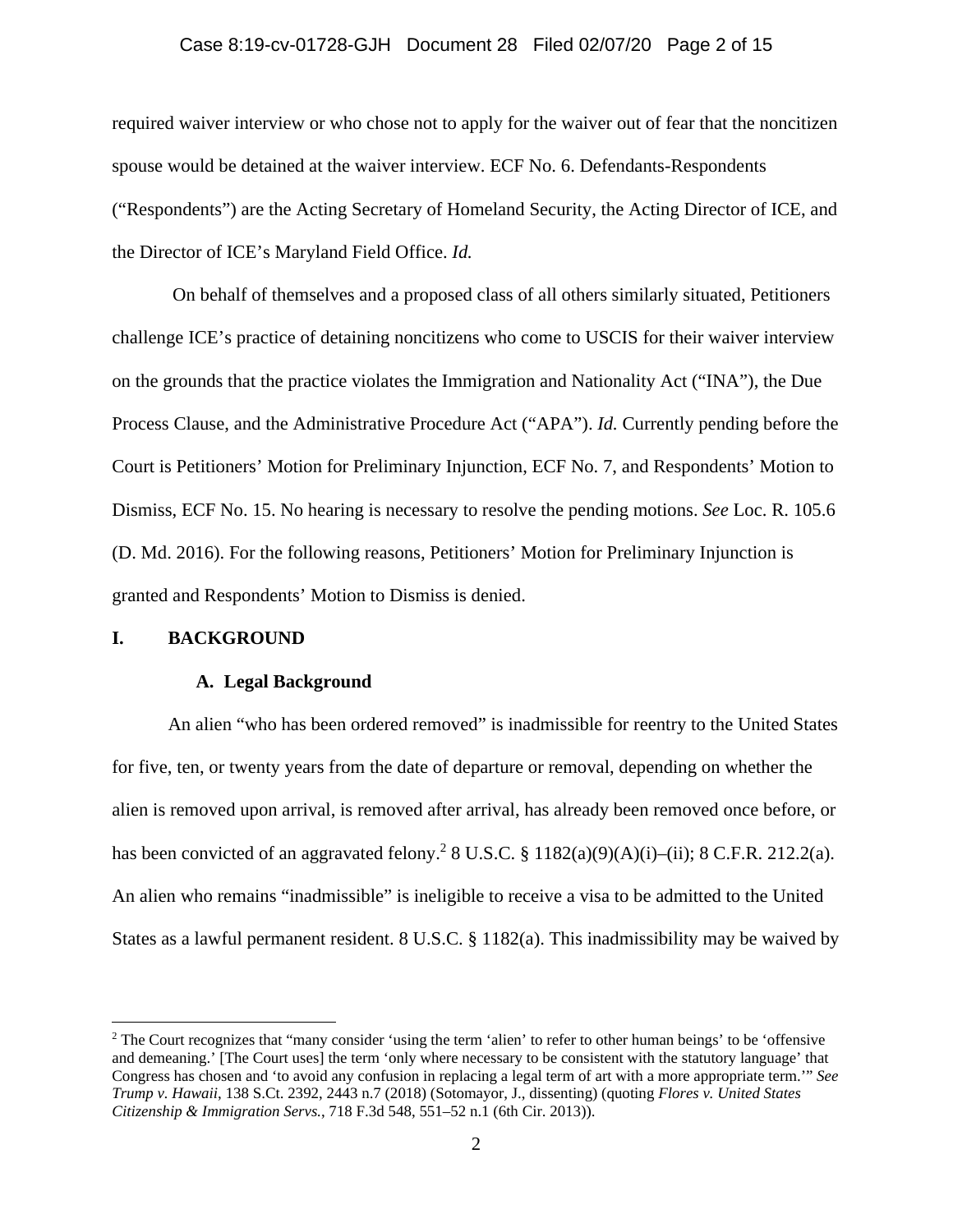required waiver interview or who chose not to apply for the waiver out of fear that the noncitizen spouse would be detained at the waiver interview. ECF No. 6. Defendants-Respondents ("Respondents") are the Acting Secretary of Homeland Security, the Acting Director of ICE, and the Director of ICE's Maryland Field Office. *Id.*

On behalf of themselves and a proposed class of all others similarly situated, Petitioners challenge ICE's practice of detaining noncitizens who come to USCIS for their waiver interview on the grounds that the practice violates the Immigration and Nationality Act ("INA"), the Due Process Clause, and the Administrative Procedure Act ("APA"). *Id.* Currently pending before the Court is Petitioners' Motion for Preliminary Injunction, ECF No. 7, and Respondents' Motion to Dismiss, ECF No. 15. No hearing is necessary to resolve the pending motions. *See* Loc. R. 105.6 (D. Md. 2016). For the following reasons, Petitioners' Motion for Preliminary Injunction is granted and Respondents' Motion to Dismiss is denied.

## I. BACKGROUND

### A. Legal Background

An alien "who has been ordered removed" is inadmissible for reentry to the United States for five, ten, or twenty years from the date of departure or removal, depending on whether the alien is removed upon arrival, is removed after arrival, has already been removed once before, or has been convicted of an aggravated felony.[2] 8 U.S.C. § 1182(a)(9)(A)(i)–(ii); 8 C.F.R. 212.2(a). An alien who remains "inadmissible" is ineligible to receive a visa to be admitted to the United States as a lawful permanent resident. 8 U.S.C. § 1182(a). This inadmissibility may be waived by

---

[2] The Court recognizes that "many consider 'using the term 'alien' to refer to other human beings' to be 'offensive and demeaning.' [The Court uses] the term 'only where necessary to be consistent with the statutory language' that Congress has chosen and 'to avoid any confusion in replacing a legal term of art with a more appropriate term.'" *See Trump v. Hawaii*, 138 S.Ct. 2392, 2443 n.7 (2018) (Sotomayor, J., dissenting) (quoting *Flores v. United States Citizenship & Immigration Servs.*, 718 F.3d 548, 551–52 n.1 (6th Cir. 2013)).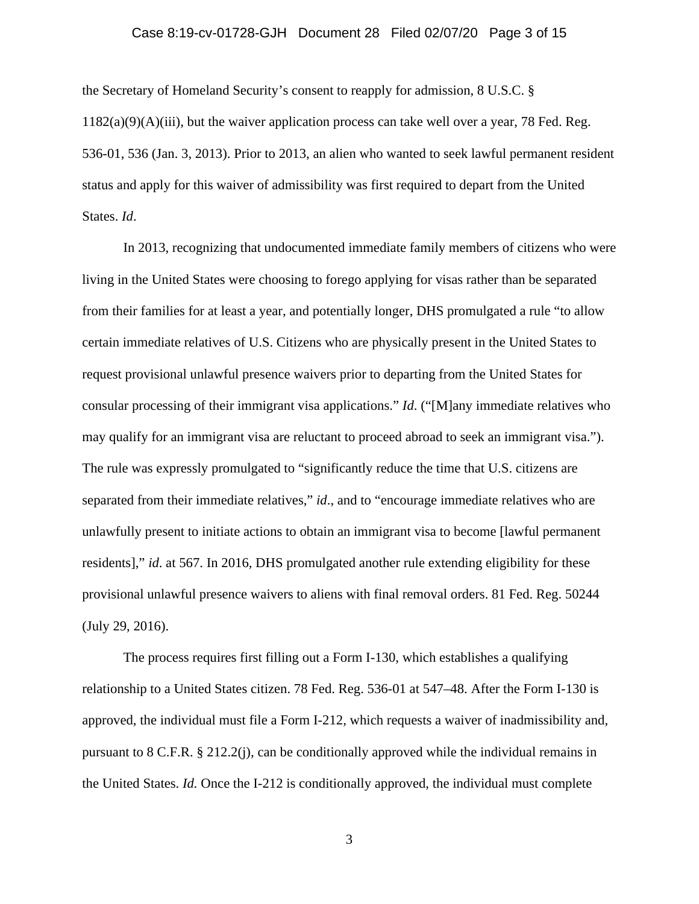the Secretary of Homeland Security's consent to reapply for admission, 8 U.S.C. § 1182(a)(9)(A)(iii), but the waiver application process can take well over a year, 78 Fed. Reg. 536-01, 536 (Jan. 3, 2013). Prior to 2013, an alien who wanted to seek lawful permanent resident status and apply for this waiver of admissibility was first required to depart from the United States. *Id*.

In 2013, recognizing that undocumented immediate family members of citizens who were living in the United States were choosing to forego applying for visas rather than be separated from their families for at least a year, and potentially longer, DHS promulgated a rule "to allow certain immediate relatives of U.S. Citizens who are physically present in the United States to request provisional unlawful presence waivers prior to departing from the United States for consular processing of their immigrant visa applications." *Id*. ("[M]any immediate relatives who may qualify for an immigrant visa are reluctant to proceed abroad to seek an immigrant visa."). The rule was expressly promulgated to "significantly reduce the time that U.S. citizens are separated from their immediate relatives," *id*., and to "encourage immediate relatives who are unlawfully present to initiate actions to obtain an immigrant visa to become [lawful permanent residents]," *id*. at 567. In 2016, DHS promulgated another rule extending eligibility for these provisional unlawful presence waivers to aliens with final removal orders. 81 Fed. Reg. 50244 (July 29, 2016).

The process requires first filling out a Form I-130, which establishes a qualifying relationship to a United States citizen. 78 Fed. Reg. 536-01 at 547–48. After the Form I-130 is approved, the individual must file a Form I-212, which requests a waiver of inadmissibility and, pursuant to 8 C.F.R. § 212.2(j), can be conditionally approved while the individual remains in the United States. *Id.* Once the I-212 is conditionally approved, the individual must complete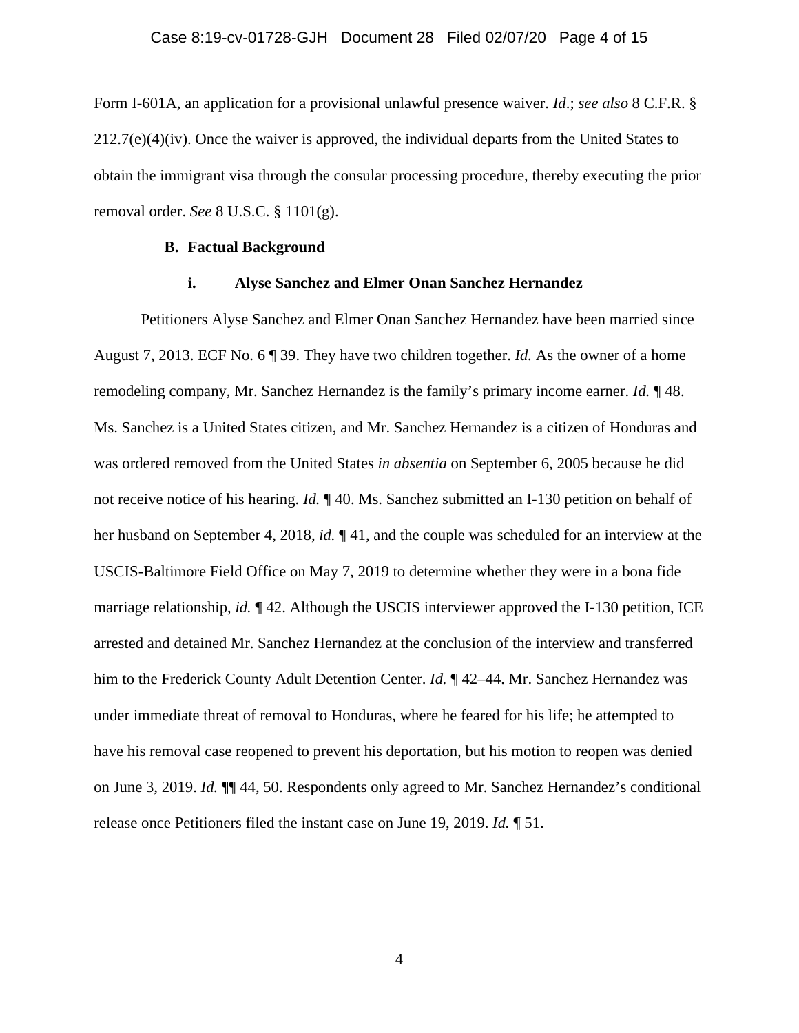Form I-601A, an application for a provisional unlawful presence waiver. *Id*.; *see also* 8 C.F.R. § 212.7(e)(4)(iv). Once the waiver is approved, the individual departs from the United States to obtain the immigrant visa through the consular processing procedure, thereby executing the prior removal order. *See* 8 U.S.C. § 1101(g).

### B. Factual Background

#### i. Alyse Sanchez and Elmer Onan Sanchez Hernandez

Petitioners Alyse Sanchez and Elmer Onan Sanchez Hernandez have been married since August 7, 2013. ECF No. 6 ¶ 39. They have two children together. *Id.* As the owner of a home remodeling company, Mr. Sanchez Hernandez is the family's primary income earner. *Id.* ¶ 48. Ms. Sanchez is a United States citizen, and Mr. Sanchez Hernandez is a citizen of Honduras and was ordered removed from the United States *in absentia* on September 6, 2005 because he did not receive notice of his hearing. *Id.* ¶ 40. Ms. Sanchez submitted an I-130 petition on behalf of her husband on September 4, 2018, *id.* ¶ 41, and the couple was scheduled for an interview at the USCIS-Baltimore Field Office on May 7, 2019 to determine whether they were in a bona fide marriage relationship, *id.* ¶ 42. Although the USCIS interviewer approved the I-130 petition, ICE arrested and detained Mr. Sanchez Hernandez at the conclusion of the interview and transferred him to the Frederick County Adult Detention Center. *Id.* ¶ 42–44. Mr. Sanchez Hernandez was under immediate threat of removal to Honduras, where he feared for his life; he attempted to have his removal case reopened to prevent his deportation, but his motion to reopen was denied on June 3, 2019. *Id.* ¶¶ 44, 50. Respondents only agreed to Mr. Sanchez Hernandez's conditional release once Petitioners filed the instant case on June 19, 2019. *Id.* ¶ 51.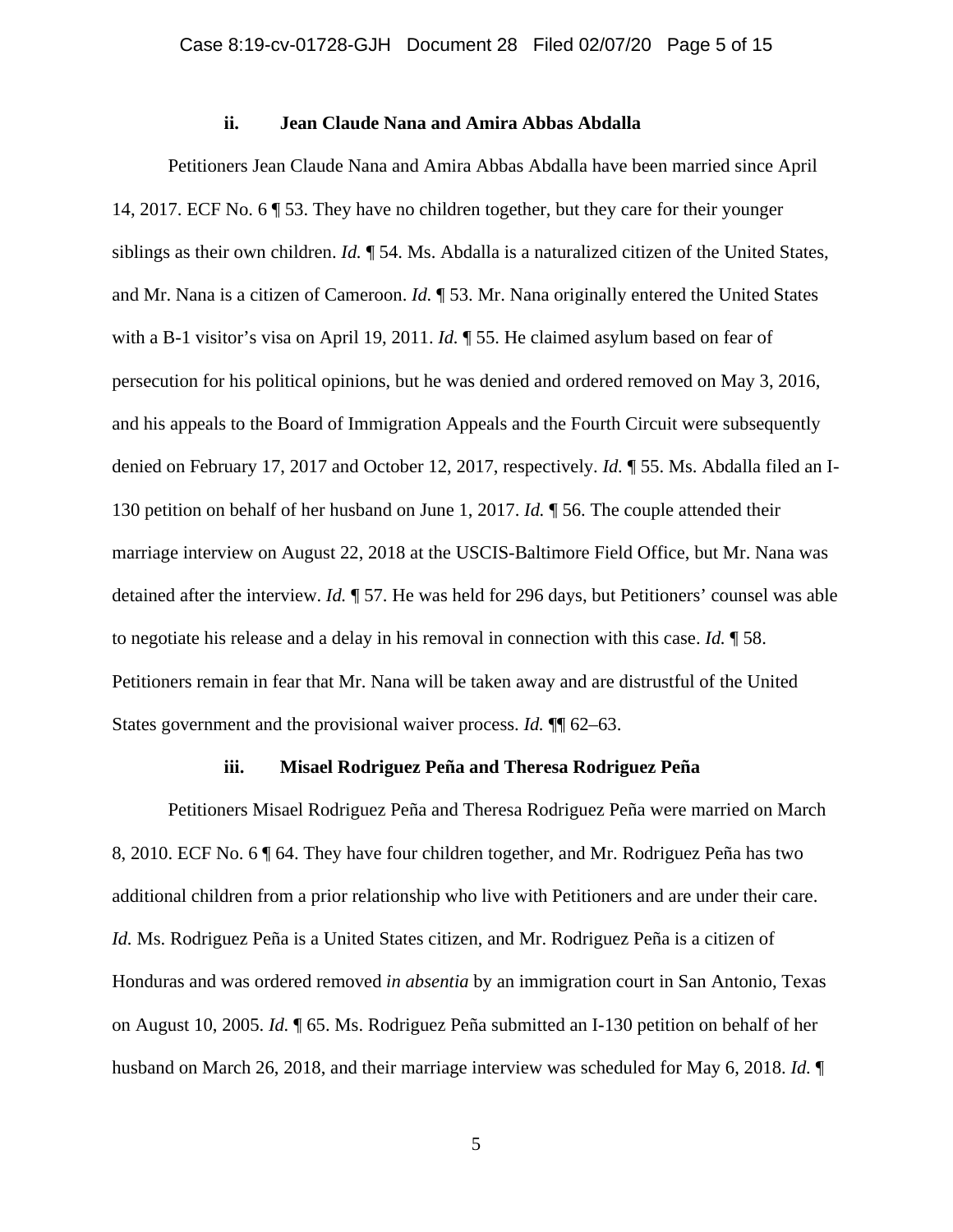#### ii. Jean Claude Nana and Amira Abbas Abdalla

Petitioners Jean Claude Nana and Amira Abbas Abdalla have been married since April 14, 2017. ECF No. 6 ¶ 53. They have no children together, but they care for their younger siblings as their own children. *Id.* ¶ 54. Ms. Abdalla is a naturalized citizen of the United States, and Mr. Nana is a citizen of Cameroon. *Id.* ¶ 53. Mr. Nana originally entered the United States with a B-1 visitor's visa on April 19, 2011. *Id.* ¶ 55. He claimed asylum based on fear of persecution for his political opinions, but he was denied and ordered removed on May 3, 2016, and his appeals to the Board of Immigration Appeals and the Fourth Circuit were subsequently denied on February 17, 2017 and October 12, 2017, respectively. *Id.* ¶ 55. Ms. Abdalla filed an I-130 petition on behalf of her husband on June 1, 2017. *Id.* ¶ 56. The couple attended their marriage interview on August 22, 2018 at the USCIS-Baltimore Field Office, but Mr. Nana was detained after the interview. *Id.* ¶ 57. He was held for 296 days, but Petitioners' counsel was able to negotiate his release and a delay in his removal in connection with this case. *Id.* ¶ 58. Petitioners remain in fear that Mr. Nana will be taken away and are distrustful of the United States government and the provisional waiver process. *Id.* ¶¶ 62–63.

#### iii. Misael Rodriguez Peña and Theresa Rodriguez Peña

Petitioners Misael Rodriguez Peña and Theresa Rodriguez Peña were married on March 8, 2010. ECF No. 6 ¶ 64. They have four children together, and Mr. Rodriguez Peña has two additional children from a prior relationship who live with Petitioners and are under their care. *Id.* Ms. Rodriguez Peña is a United States citizen, and Mr. Rodriguez Peña is a citizen of Honduras and was ordered removed *in absentia* by an immigration court in San Antonio, Texas on August 10, 2005. *Id.* ¶ 65. Ms. Rodriguez Peña submitted an I-130 petition on behalf of her husband on March 26, 2018, and their marriage interview was scheduled for May 6, 2018. *Id.* ¶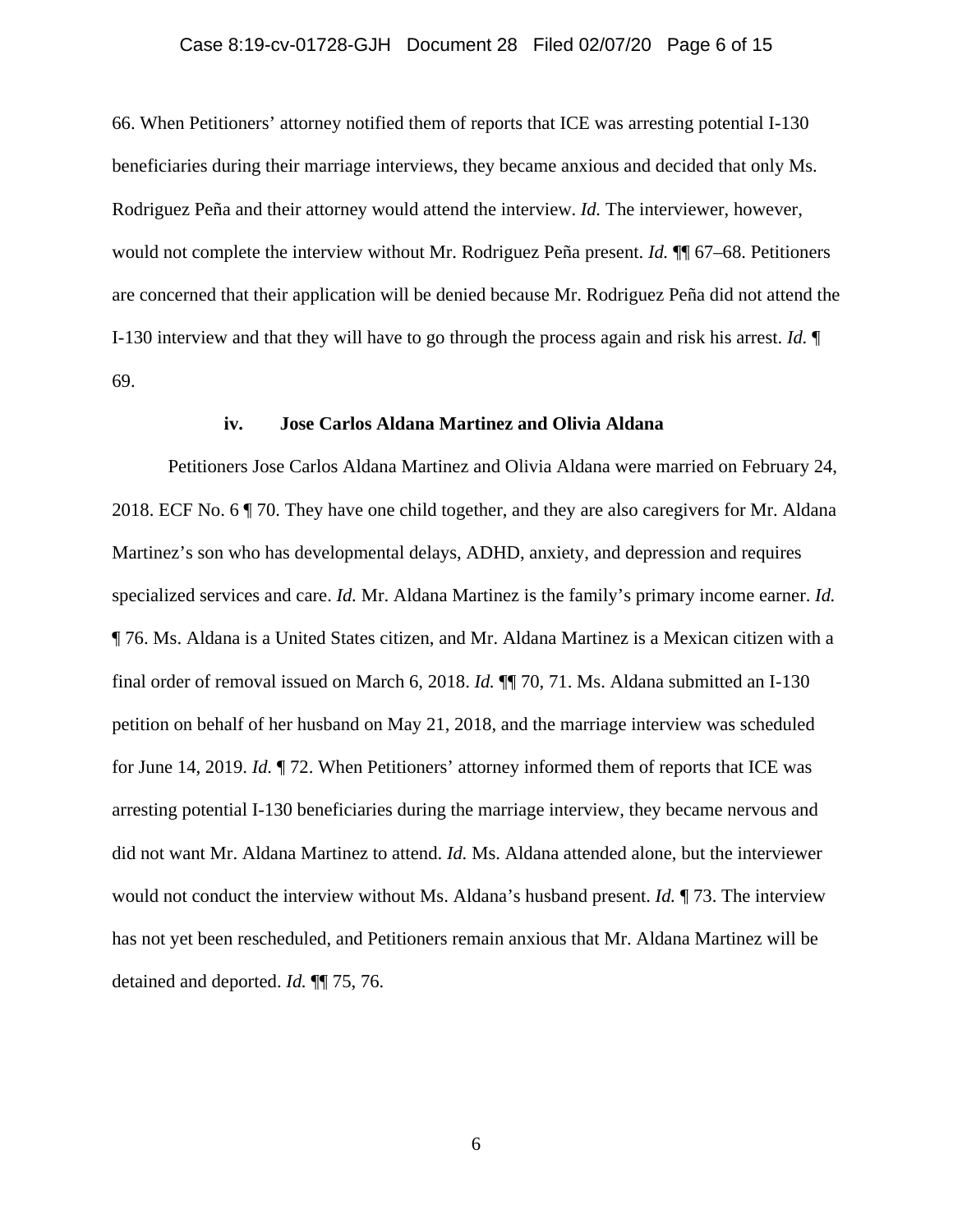66. When Petitioners' attorney notified them of reports that ICE was arresting potential I-130 beneficiaries during their marriage interviews, they became anxious and decided that only Ms. Rodriguez Peña and their attorney would attend the interview. *Id.* The interviewer, however, would not complete the interview without Mr. Rodriguez Peña present. *Id.* ¶¶ 67–68. Petitioners are concerned that their application will be denied because Mr. Rodriguez Peña did not attend the I-130 interview and that they will have to go through the process again and risk his arrest. *Id.* ¶ 69.

#### iv. Jose Carlos Aldana Martinez and Olivia Aldana

Petitioners Jose Carlos Aldana Martinez and Olivia Aldana were married on February 24, 2018. ECF No. 6 ¶ 70. They have one child together, and they are also caregivers for Mr. Aldana Martinez's son who has developmental delays, ADHD, anxiety, and depression and requires specialized services and care. *Id.* Mr. Aldana Martinez is the family's primary income earner. *Id.* ¶ 76. Ms. Aldana is a United States citizen, and Mr. Aldana Martinez is a Mexican citizen with a final order of removal issued on March 6, 2018. *Id.* ¶¶ 70, 71. Ms. Aldana submitted an I-130 petition on behalf of her husband on May 21, 2018, and the marriage interview was scheduled for June 14, 2019. *Id.* ¶ 72. When Petitioners' attorney informed them of reports that ICE was arresting potential I-130 beneficiaries during the marriage interview, they became nervous and did not want Mr. Aldana Martinez to attend. *Id.* Ms. Aldana attended alone, but the interviewer would not conduct the interview without Ms. Aldana's husband present. *Id.* ¶ 73. The interview has not yet been rescheduled, and Petitioners remain anxious that Mr. Aldana Martinez will be detained and deported. *Id.* ¶¶ 75, 76.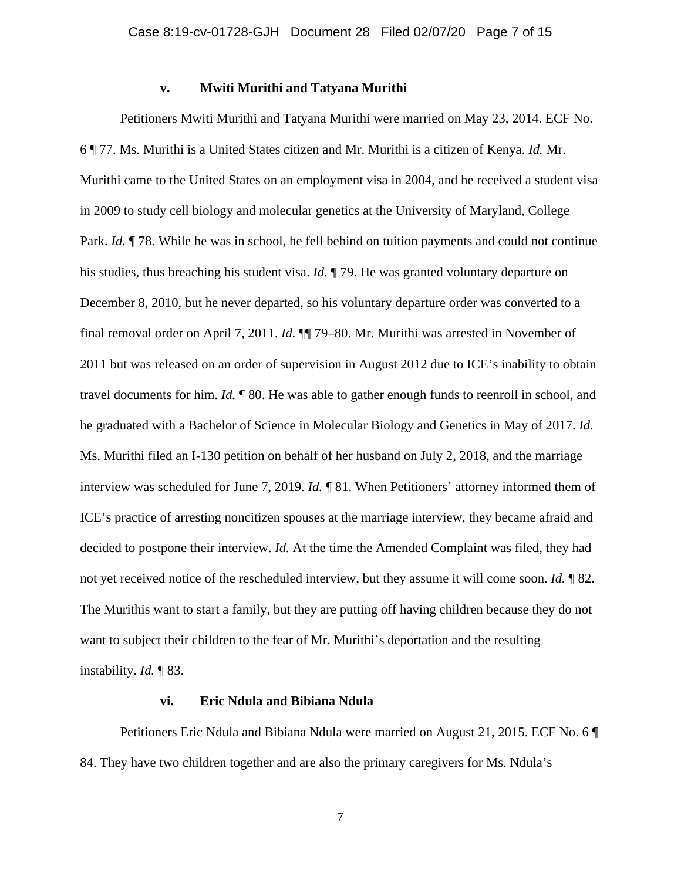### v. Mwiti Murithi and Tatyana Murithi

Petitioners Mwiti Murithi and Tatyana Murithi were married on May 23, 2014. ECF No. 6 ¶ 77. Ms. Murithi is a United States citizen and Mr. Murithi is a citizen of Kenya. *Id.* Mr. Murithi came to the United States on an employment visa in 2004, and he received a student visa in 2009 to study cell biology and molecular genetics at the University of Maryland, College Park. *Id.* ¶ 78. While he was in school, he fell behind on tuition payments and could not continue his studies, thus breaching his student visa. *Id.* ¶ 79. He was granted voluntary departure on December 8, 2010, but he never departed, so his voluntary departure order was converted to a final removal order on April 7, 2011. *Id.* ¶¶ 79–80. Mr. Murithi was arrested in November of 2011 but was released on an order of supervision in August 2012 due to ICE's inability to obtain travel documents for him. *Id.* ¶ 80. He was able to gather enough funds to reenroll in school, and he graduated with a Bachelor of Science in Molecular Biology and Genetics in May of 2017. *Id.* Ms. Murithi filed an I-130 petition on behalf of her husband on July 2, 2018, and the marriage interview was scheduled for June 7, 2019. *Id.* ¶ 81. When Petitioners' attorney informed them of ICE's practice of arresting noncitizen spouses at the marriage interview, they became afraid and decided to postpone their interview. *Id.* At the time the Amended Complaint was filed, they had not yet received notice of the rescheduled interview, but they assume it will come soon. *Id.* ¶ 82. The Murithis want to start a family, but they are putting off having children because they do not want to subject their children to the fear of Mr. Murithi's deportation and the resulting instability. *Id.* ¶ 83.

### vi. Eric Ndula and Bibiana Ndula

Petitioners Eric Ndula and Bibiana Ndula were married on August 21, 2015. ECF No. 6 ¶ 84. They have two children together and are also the primary caregivers for Ms. Ndula's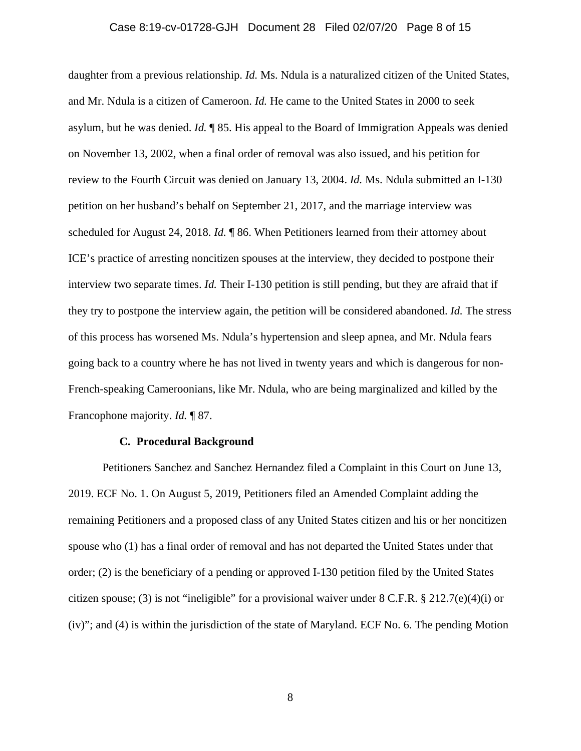daughter from a previous relationship. *Id.* Ms. Ndula is a naturalized citizen of the United States, and Mr. Ndula is a citizen of Cameroon. *Id.* He came to the United States in 2000 to seek asylum, but he was denied. *Id.* ¶ 85. His appeal to the Board of Immigration Appeals was denied on November 13, 2002, when a final order of removal was also issued, and his petition for review to the Fourth Circuit was denied on January 13, 2004. *Id.* Ms. Ndula submitted an I-130 petition on her husband's behalf on September 21, 2017, and the marriage interview was scheduled for August 24, 2018. *Id.* ¶ 86. When Petitioners learned from their attorney about ICE's practice of arresting noncitizen spouses at the interview, they decided to postpone their interview two separate times. *Id.* Their I-130 petition is still pending, but they are afraid that if they try to postpone the interview again, the petition will be considered abandoned. *Id.* The stress of this process has worsened Ms. Ndula's hypertension and sleep apnea, and Mr. Ndula fears going back to a country where he has not lived in twenty years and which is dangerous for non-French-speaking Cameroonians, like Mr. Ndula, who are being marginalized and killed by the Francophone majority. *Id.* ¶ 87.

### C. Procedural Background

Petitioners Sanchez and Sanchez Hernandez filed a Complaint in this Court on June 13, 2019. ECF No. 1. On August 5, 2019, Petitioners filed an Amended Complaint adding the remaining Petitioners and a proposed class of any United States citizen and his or her noncitizen spouse who (1) has a final order of removal and has not departed the United States under that order; (2) is the beneficiary of a pending or approved I-130 petition filed by the United States citizen spouse; (3) is not "ineligible" for a provisional waiver under 8 C.F.R. § 212.7(e)(4)(i) or (iv)"; and (4) is within the jurisdiction of the state of Maryland. ECF No. 6. The pending Motion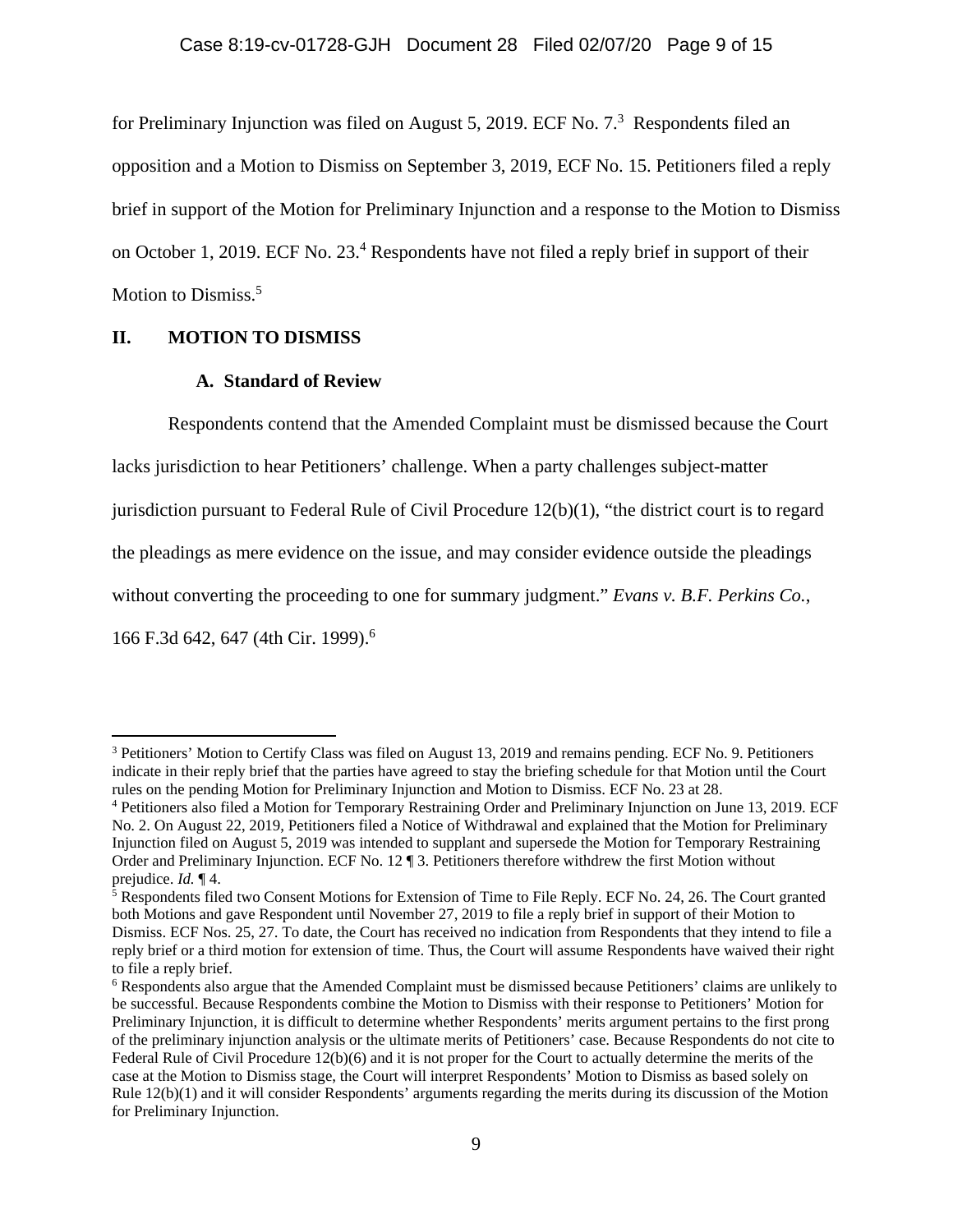for Preliminary Injunction was filed on August 5, 2019. ECF No. 7.[3] Respondents filed an opposition and a Motion to Dismiss on September 3, 2019, ECF No. 15. Petitioners filed a reply brief in support of the Motion for Preliminary Injunction and a response to the Motion to Dismiss on October 1, 2019. ECF No. 23.[4] Respondents have not filed a reply brief in support of their Motion to Dismiss.[5]

## II. MOTION TO DISMISS

### A. Standard of Review

Respondents contend that the Amended Complaint must be dismissed because the Court lacks jurisdiction to hear Petitioners' challenge. When a party challenges subject-matter jurisdiction pursuant to Federal Rule of Civil Procedure 12(b)(1), "the district court is to regard the pleadings as mere evidence on the issue, and may consider evidence outside the pleadings without converting the proceeding to one for summary judgment." *Evans v. B.F. Perkins Co.*, 166 F.3d 642, 647 (4th Cir. 1999).[6]

---

[3] Petitioners' Motion to Certify Class was filed on August 13, 2019 and remains pending. ECF No. 9. Petitioners indicate in their reply brief that the parties have agreed to stay the briefing schedule for that Motion until the Court rules on the pending Motion for Preliminary Injunction and Motion to Dismiss. ECF No. 23 at 28.

[4] Petitioners also filed a Motion for Temporary Restraining Order and Preliminary Injunction on June 13, 2019. ECF No. 2. On August 22, 2019, Petitioners filed a Notice of Withdrawal and explained that the Motion for Preliminary Injunction filed on August 5, 2019 was intended to supplant and supersede the Motion for Temporary Restraining Order and Preliminary Injunction. ECF No. 12 ¶ 3. Petitioners therefore withdrew the first Motion without prejudice. *Id.* ¶ 4.

[5] Respondents filed two Consent Motions for Extension of Time to File Reply. ECF No. 24, 26. The Court granted both Motions and gave Respondent until November 27, 2019 to file a reply brief in support of their Motion to Dismiss. ECF Nos. 25, 27. To date, the Court has received no indication from Respondents that they intend to file a reply brief or a third motion for extension of time. Thus, the Court will assume Respondents have waived their right to file a reply brief.

[6] Respondents also argue that the Amended Complaint must be dismissed because Petitioners' claims are unlikely to be successful. Because Respondents combine the Motion to Dismiss with their response to Petitioners' Motion for Preliminary Injunction, it is difficult to determine whether Respondents' merits argument pertains to the first prong of the preliminary injunction analysis or the ultimate merits of Petitioners' case. Because Respondents do not cite to Federal Rule of Civil Procedure 12(b)(6) and it is not proper for the Court to actually determine the merits of the case at the Motion to Dismiss stage, the Court will interpret Respondents' Motion to Dismiss as based solely on Rule 12(b)(1) and it will consider Respondents' arguments regarding the merits during its discussion of the Motion for Preliminary Injunction.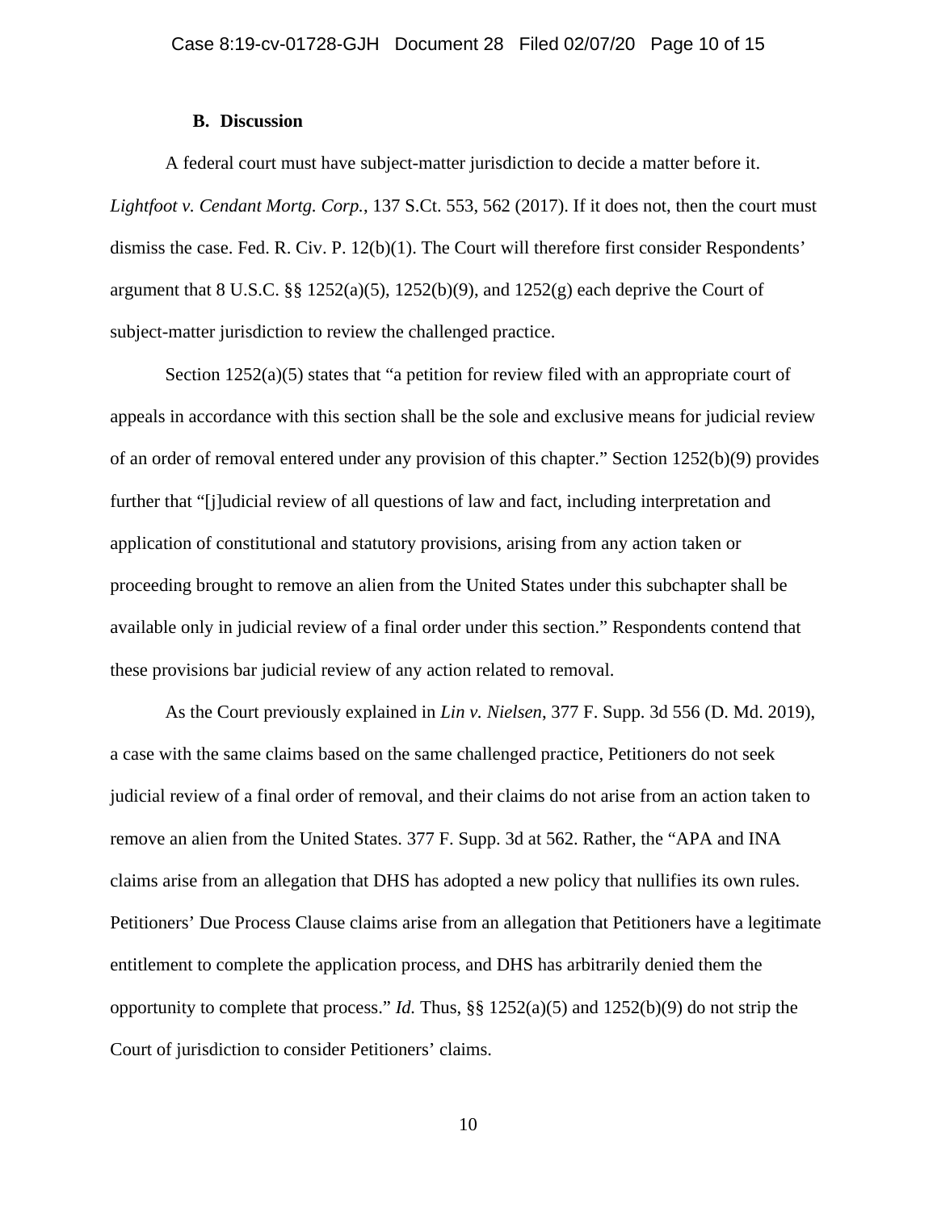### B. Discussion

A federal court must have subject-matter jurisdiction to decide a matter before it. *Lightfoot v. Cendant Mortg. Corp.*, 137 S.Ct. 553, 562 (2017). If it does not, then the court must dismiss the case. Fed. R. Civ. P. 12(b)(1). The Court will therefore first consider Respondents' argument that 8 U.S.C. §§ 1252(a)(5), 1252(b)(9), and 1252(g) each deprive the Court of subject-matter jurisdiction to review the challenged practice.

Section 1252(a)(5) states that "a petition for review filed with an appropriate court of appeals in accordance with this section shall be the sole and exclusive means for judicial review of an order of removal entered under any provision of this chapter." Section 1252(b)(9) provides further that "[j]udicial review of all questions of law and fact, including interpretation and application of constitutional and statutory provisions, arising from any action taken or proceeding brought to remove an alien from the United States under this subchapter shall be available only in judicial review of a final order under this section." Respondents contend that these provisions bar judicial review of any action related to removal.

As the Court previously explained in *Lin v. Nielsen*, 377 F. Supp. 3d 556 (D. Md. 2019), a case with the same claims based on the same challenged practice, Petitioners do not seek judicial review of a final order of removal, and their claims do not arise from an action taken to remove an alien from the United States. 377 F. Supp. 3d at 562. Rather, the "APA and INA claims arise from an allegation that DHS has adopted a new policy that nullifies its own rules. Petitioners' Due Process Clause claims arise from an allegation that Petitioners have a legitimate entitlement to complete the application process, and DHS has arbitrarily denied them the opportunity to complete that process." *Id.* Thus, §§ 1252(a)(5) and 1252(b)(9) do not strip the Court of jurisdiction to consider Petitioners' claims.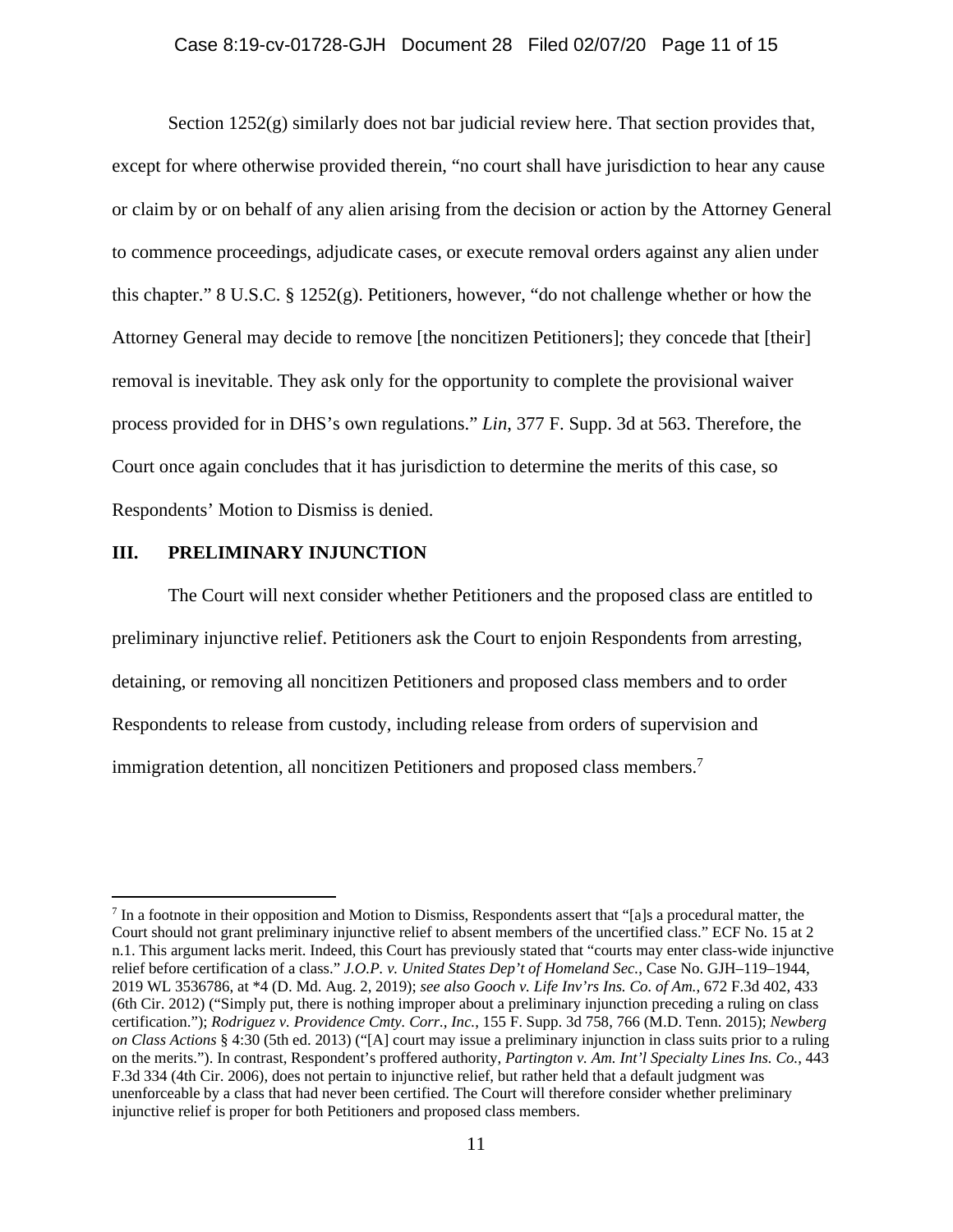Section 1252(g) similarly does not bar judicial review here. That section provides that, except for where otherwise provided therein, "no court shall have jurisdiction to hear any cause or claim by or on behalf of any alien arising from the decision or action by the Attorney General to commence proceedings, adjudicate cases, or execute removal orders against any alien under this chapter." 8 U.S.C. § 1252(g). Petitioners, however, "do not challenge whether or how the Attorney General may decide to remove [the noncitizen Petitioners]; they concede that [their] removal is inevitable. They ask only for the opportunity to complete the provisional waiver process provided for in DHS's own regulations." *Lin*, 377 F. Supp. 3d at 563. Therefore, the Court once again concludes that it has jurisdiction to determine the merits of this case, so Respondents' Motion to Dismiss is denied.

## III. PRELIMINARY INJUNCTION

The Court will next consider whether Petitioners and the proposed class are entitled to preliminary injunctive relief. Petitioners ask the Court to enjoin Respondents from arresting, detaining, or removing all noncitizen Petitioners and proposed class members and to order Respondents to release from custody, including release from orders of supervision and immigration detention, all noncitizen Petitioners and proposed class members.[7]

---

[7] In a footnote in their opposition and Motion to Dismiss, Respondents assert that "[a]s a procedural matter, the Court should not grant preliminary injunctive relief to absent members of the uncertified class." ECF No. 15 at 2 n.1. This argument lacks merit. Indeed, this Court has previously stated that "courts may enter class-wide injunctive relief before certification of a class." *J.O.P. v. United States Dep't of Homeland Sec.*, Case No. GJH–119–1944, 2019 WL 3536786, at *4 (D. Md. Aug. 2, 2019); *see also Gooch v. Life Inv'rs Ins. Co. of Am.*, 672 F.3d 402, 433 (6th Cir. 2012) ("Simply put, there is nothing improper about a preliminary injunction preceding a ruling on class certification."); *Rodriguez v. Providence Cmty. Corr., Inc.*, 155 F. Supp. 3d 758, 766 (M.D. Tenn. 2015); *Newberg on Class Actions* § 4:30 (5th ed. 2013) ("[A] court may issue a preliminary injunction in class suits prior to a ruling on the merits."). In contrast, Respondent's proffered authority, *Partington v. Am. Int'l Specialty Lines Ins. Co.*, 443 F.3d 334 (4th Cir. 2006), does not pertain to injunctive relief, but rather held that a default judgment was unenforceable by a class that had never been certified. The Court will therefore consider whether preliminary injunctive relief is proper for both Petitioners and proposed class members.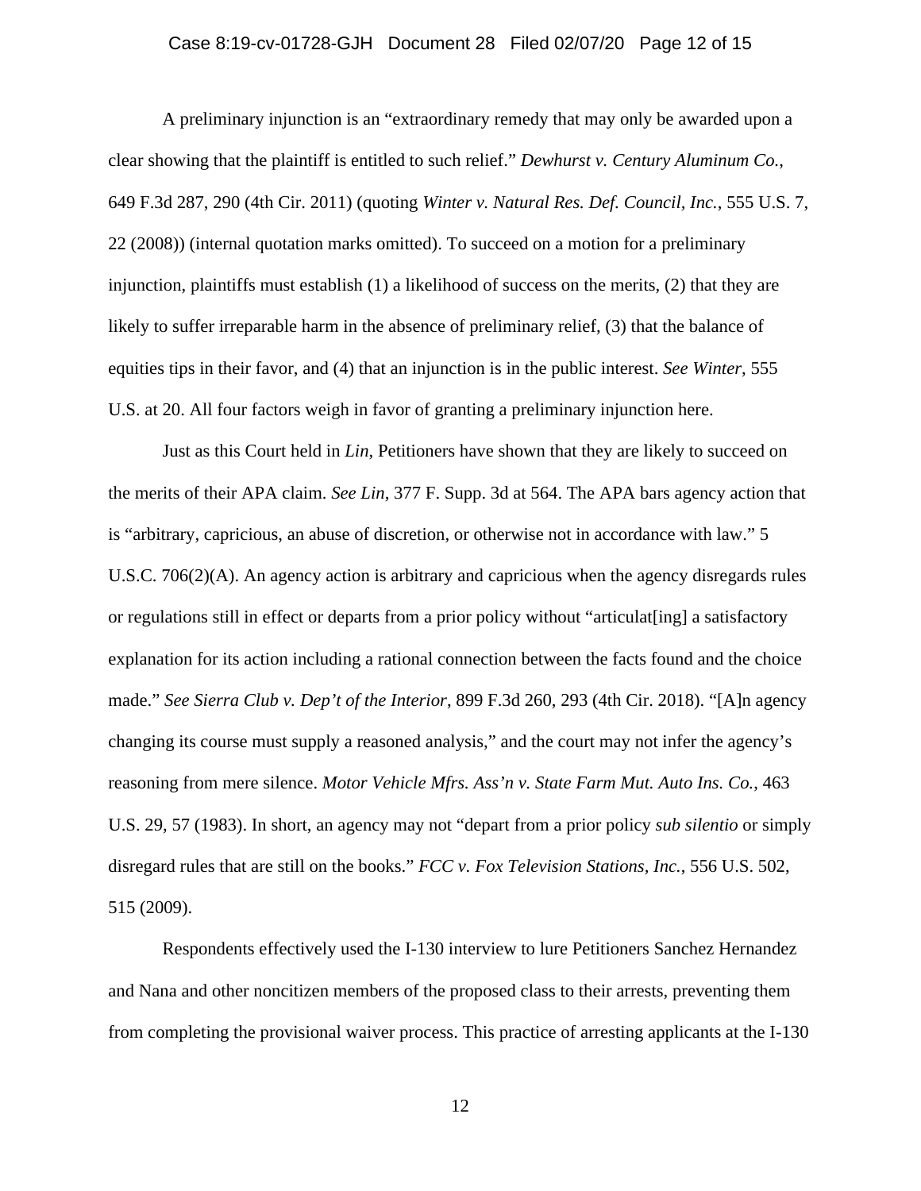A preliminary injunction is an "extraordinary remedy that may only be awarded upon a clear showing that the plaintiff is entitled to such relief." *Dewhurst v. Century Aluminum Co.*, 649 F.3d 287, 290 (4th Cir. 2011) (quoting *Winter v. Natural Res. Def. Council, Inc.*, 555 U.S. 7, 22 (2008)) (internal quotation marks omitted). To succeed on a motion for a preliminary injunction, plaintiffs must establish (1) a likelihood of success on the merits, (2) that they are likely to suffer irreparable harm in the absence of preliminary relief, (3) that the balance of equities tips in their favor, and (4) that an injunction is in the public interest. *See Winter*, 555 U.S. at 20. All four factors weigh in favor of granting a preliminary injunction here.

Just as this Court held in *Lin*, Petitioners have shown that they are likely to succeed on the merits of their APA claim. *See Lin*, 377 F. Supp. 3d at 564. The APA bars agency action that is "arbitrary, capricious, an abuse of discretion, or otherwise not in accordance with law." 5 U.S.C. 706(2)(A). An agency action is arbitrary and capricious when the agency disregards rules or regulations still in effect or departs from a prior policy without "articulat[ing] a satisfactory explanation for its action including a rational connection between the facts found and the choice made." *See Sierra Club v. Dep't of the Interior*, 899 F.3d 260, 293 (4th Cir. 2018). "[A]n agency changing its course must supply a reasoned analysis," and the court may not infer the agency's reasoning from mere silence. *Motor Vehicle Mfrs. Ass'n v. State Farm Mut. Auto Ins. Co.*, 463 U.S. 29, 57 (1983). In short, an agency may not "depart from a prior policy *sub silentio* or simply disregard rules that are still on the books." *FCC v. Fox Television Stations, Inc.*, 556 U.S. 502, 515 (2009).

Respondents effectively used the I-130 interview to lure Petitioners Sanchez Hernandez and Nana and other noncitizen members of the proposed class to their arrests, preventing them from completing the provisional waiver process. This practice of arresting applicants at the I-130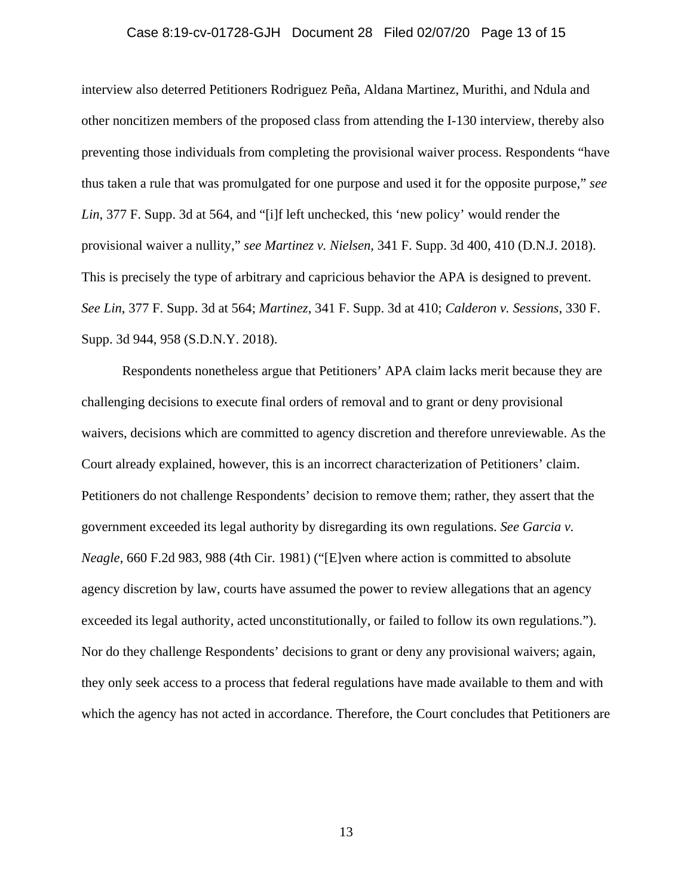interview also deterred Petitioners Rodriguez Peña, Aldana Martinez, Murithi, and Ndula and other noncitizen members of the proposed class from attending the I-130 interview, thereby also preventing those individuals from completing the provisional waiver process. Respondents "have thus taken a rule that was promulgated for one purpose and used it for the opposite purpose," *see Lin*, 377 F. Supp. 3d at 564, and "[i]f left unchecked, this 'new policy' would render the provisional waiver a nullity," *see Martinez v. Nielsen*, 341 F. Supp. 3d 400, 410 (D.N.J. 2018). This is precisely the type of arbitrary and capricious behavior the APA is designed to prevent. *See Lin*, 377 F. Supp. 3d at 564; *Martinez*, 341 F. Supp. 3d at 410; *Calderon v. Sessions*, 330 F. Supp. 3d 944, 958 (S.D.N.Y. 2018).

Respondents nonetheless argue that Petitioners' APA claim lacks merit because they are challenging decisions to execute final orders of removal and to grant or deny provisional waivers, decisions which are committed to agency discretion and therefore unreviewable. As the Court already explained, however, this is an incorrect characterization of Petitioners' claim. Petitioners do not challenge Respondents' decision to remove them; rather, they assert that the government exceeded its legal authority by disregarding its own regulations. *See Garcia v. Neagle*, 660 F.2d 983, 988 (4th Cir. 1981) ("[E]ven where action is committed to absolute agency discretion by law, courts have assumed the power to review allegations that an agency exceeded its legal authority, acted unconstitutionally, or failed to follow its own regulations."). Nor do they challenge Respondents' decisions to grant or deny any provisional waivers; again, they only seek access to a process that federal regulations have made available to them and with which the agency has not acted in accordance. Therefore, the Court concludes that Petitioners are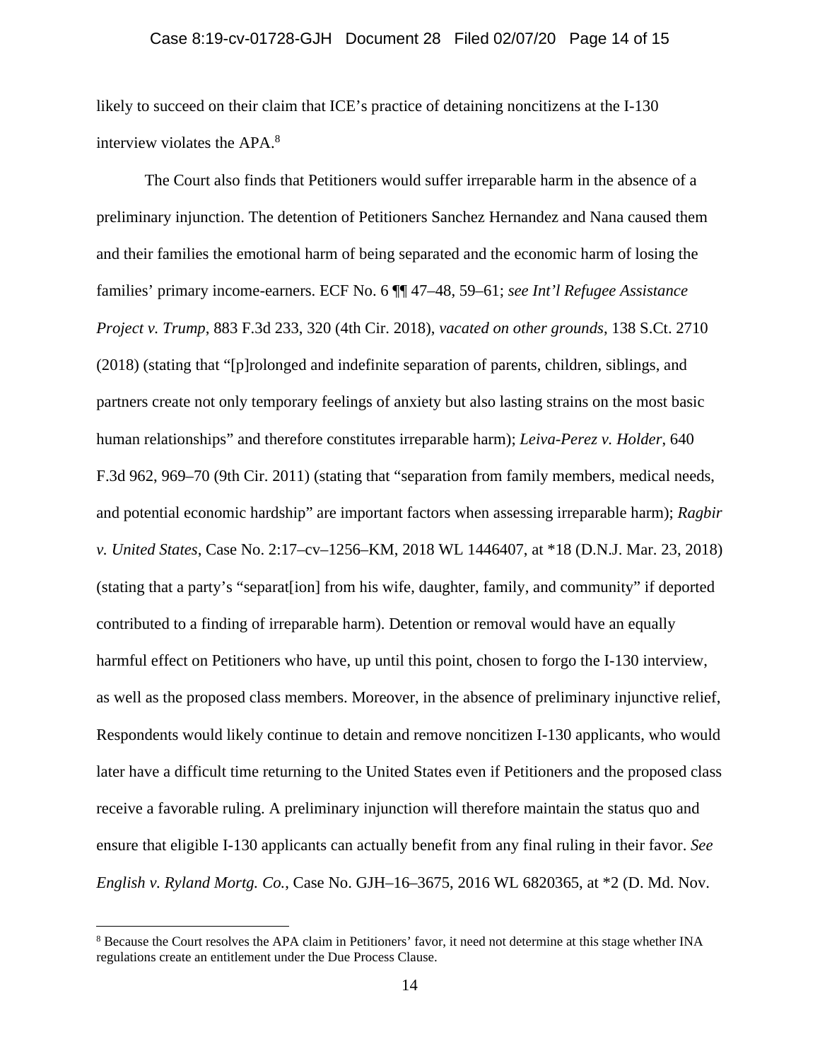likely to succeed on their claim that ICE's practice of detaining noncitizens at the I-130 interview violates the APA.[8]

The Court also finds that Petitioners would suffer irreparable harm in the absence of a preliminary injunction. The detention of Petitioners Sanchez Hernandez and Nana caused them and their families the emotional harm of being separated and the economic harm of losing the families' primary income-earners. ECF No. 6 ¶¶ 47–48, 59–61; *see Int'l Refugee Assistance Project v. Trump*, 883 F.3d 233, 320 (4th Cir. 2018), *vacated on other grounds*, 138 S.Ct. 2710 (2018) (stating that "[p]rolonged and indefinite separation of parents, children, siblings, and partners create not only temporary feelings of anxiety but also lasting strains on the most basic human relationships" and therefore constitutes irreparable harm); *Leiva-Perez v. Holder*, 640 F.3d 962, 969–70 (9th Cir. 2011) (stating that "separation from family members, medical needs, and potential economic hardship" are important factors when assessing irreparable harm); *Ragbir v. United States*, Case No. 2:17–cv–1256–KM, 2018 WL 1446407, at *18 (D.N.J. Mar. 23, 2018) (stating that a party's "separat[ion] from his wife, daughter, family, and community" if deported contributed to a finding of irreparable harm). Detention or removal would have an equally harmful effect on Petitioners who have, up until this point, chosen to forgo the I-130 interview, as well as the proposed class members. Moreover, in the absence of preliminary injunctive relief, Respondents would likely continue to detain and remove noncitizen I-130 applicants, who would later have a difficult time returning to the United States even if Petitioners and the proposed class receive a favorable ruling. A preliminary injunction will therefore maintain the status quo and ensure that eligible I-130 applicants can actually benefit from any final ruling in their favor. *See English v. Ryland Mortg. Co.*, Case No. GJH–16–3675, 2016 WL 6820365, at *2 (D. Md. Nov.

---

[8] Because the Court resolves the APA claim in Petitioners' favor, it need not determine at this stage whether INA regulations create an entitlement under the Due Process Clause.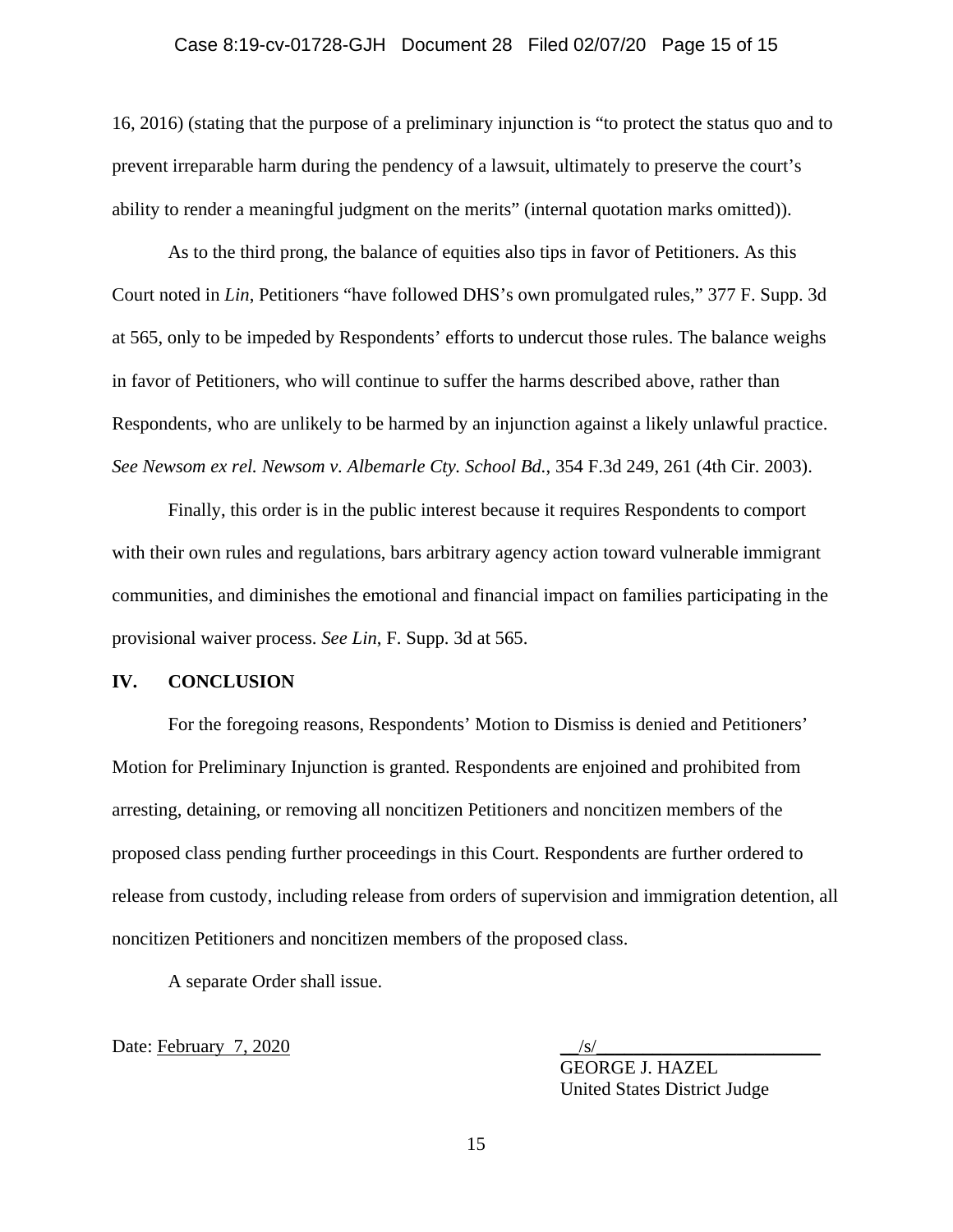16, 2016) (stating that the purpose of a preliminary injunction is "to protect the status quo and to prevent irreparable harm during the pendency of a lawsuit, ultimately to preserve the court's ability to render a meaningful judgment on the merits" (internal quotation marks omitted)).

As to the third prong, the balance of equities also tips in favor of Petitioners. As this Court noted in *Lin*, Petitioners "have followed DHS's own promulgated rules," 377 F. Supp. 3d at 565, only to be impeded by Respondents' efforts to undercut those rules. The balance weighs in favor of Petitioners, who will continue to suffer the harms described above, rather than Respondents, who are unlikely to be harmed by an injunction against a likely unlawful practice. *See Newsom ex rel. Newsom v. Albemarle Cty. School Bd.*, 354 F.3d 249, 261 (4th Cir. 2003).

Finally, this order is in the public interest because it requires Respondents to comport with their own rules and regulations, bars arbitrary agency action toward vulnerable immigrant communities, and diminishes the emotional and financial impact on families participating in the provisional waiver process. *See Lin*, F. Supp. 3d at 565.

## IV. CONCLUSION

For the foregoing reasons, Respondents' Motion to Dismiss is denied and Petitioners' Motion for Preliminary Injunction is granted. Respondents are enjoined and prohibited from arresting, detaining, or removing all noncitizen Petitioners and noncitizen members of the proposed class pending further proceedings in this Court. Respondents are further ordered to release from custody, including release from orders of supervision and immigration detention, all noncitizen Petitioners and noncitizen members of the proposed class.

A separate Order shall issue.

Date: February 7, 2020

/s/
GEORGE J. HAZEL
United States District Judge